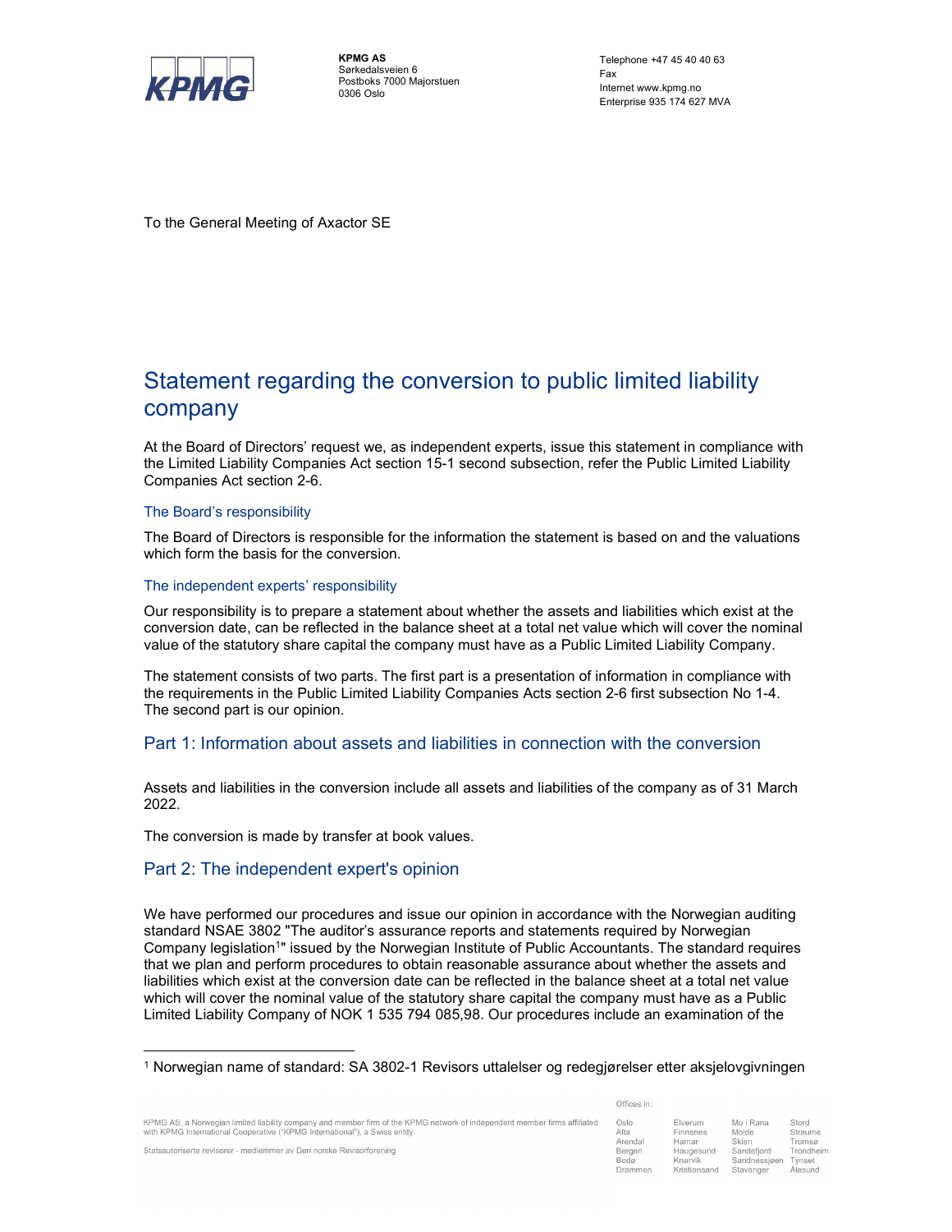KPMG AS
Sørkedalsveien 6
Postboks 7000 Majorstuen
0306 Oslo

Telephone +47 45 40 40 63
Fax
Internet www.kpmg.no
Enterprise 935 174 627 MVA

To the General Meeting of Axactor SE

# Statement regarding the conversion to public limited liability company

At the Board of Directors' request we, as independent experts, issue this statement in compliance with the Limited Liability Companies Act section 15-1 second subsection, refer the Public Limited Liability Companies Act section 2-6.

### The Board's responsibility

The Board of Directors is responsible for the information the statement is based on and the valuations which form the basis for the conversion.

### The independent experts' responsibility

Our responsibility is to prepare a statement about whether the assets and liabilities which exist at the conversion date, can be reflected in the balance sheet at a total net value which will cover the nominal value of the statutory share capital the company must have as a Public Limited Liability Company.

The statement consists of two parts. The first part is a presentation of information in compliance with the requirements in the Public Limited Liability Companies Acts section 2-6 first subsection No 1-4. The second part is our opinion.

## Part 1: Information about assets and liabilities in connection with the conversion

Assets and liabilities in the conversion include all assets and liabilities of the company as of 31 March 2022.

The conversion is made by transfer at book values.

## Part 2: The independent expert's opinion

We have performed our procedures and issue our opinion in accordance with the Norwegian auditing standard NSAE 3802 "The auditor's assurance reports and statements required by Norwegian Company legislation[1]" issued by the Norwegian Institute of Public Accountants. The standard requires that we plan and perform procedures to obtain reasonable assurance about whether the assets and liabilities which exist at the conversion date can be reflected in the balance sheet at a total net value which will cover the nominal value of the statutory share capital the company must have as a Public Limited Liability Company of NOK 1 535 794 085,98. Our procedures include an examination of the

[1] Norwegian name of standard: SA 3802-1 Revisors uttalelser og redegjørelser etter aksjelovgivningen

KPMG AS, a Norwegian limited liability company and member firm of the KPMG network of independent member firms affiliated with KPMG International Cooperative ("KPMG International"), a Swiss entity.

Statsautoriserte revisorer - medlemmer av Den norske Revisorforening

Offices in:

Oslo, Alta, Arendal, Bergen, Bodø, Drammen, Elverum, Finnsnes, Hamar, Haugesund, Knarvik, Kristiansand, Mo i Rana, Molde, Skien, Sandefjord, Sandnessjøen, Stavanger, Stord, Straume, Tromsø, Trondheim, Tynset, Ålesund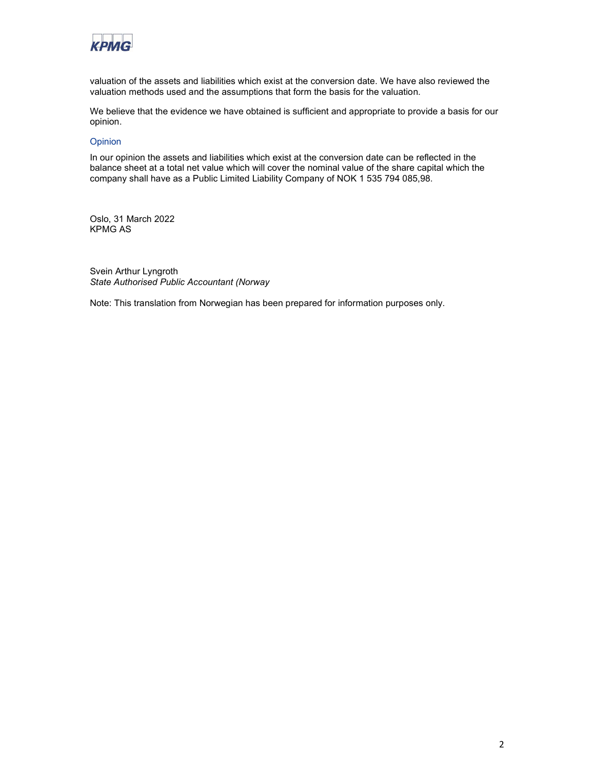valuation of the assets and liabilities which exist at the conversion date. We have also reviewed the valuation methods used and the assumptions that form the basis for the valuation.

We believe that the evidence we have obtained is sufficient and appropriate to provide a basis for our opinion.

## Opinion

In our opinion the assets and liabilities which exist at the conversion date can be reflected in the balance sheet at a total net value which will cover the nominal value of the share capital which the company shall have as a Public Limited Liability Company of NOK 1 535 794 085,98.

Oslo, 31 March 2022
KPMG AS

Svein Arthur Lyngroth
*State Authorised Public Accountant (Norway*

Note: This translation from Norwegian has been prepared for information purposes only.